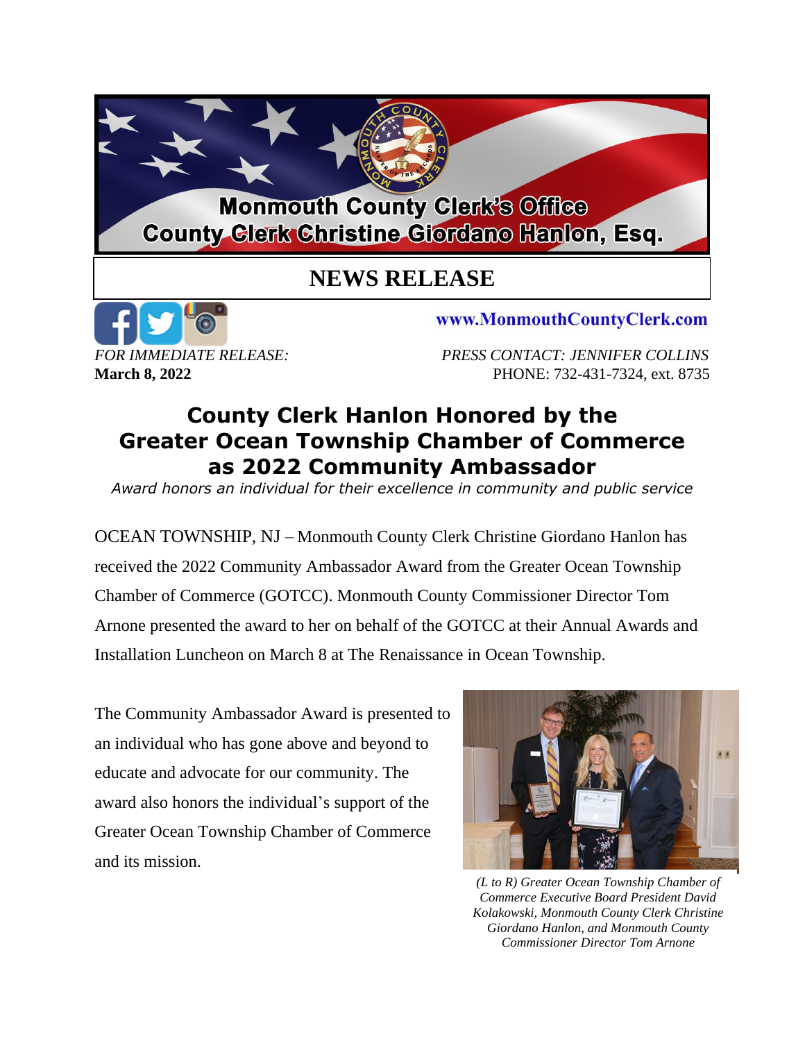**Monmouth County Clerk's Office**
**County Clerk Christine Giordano Hanlon, Esq.**

## NEWS RELEASE

www.MonmouthCountyClerk.com

*FOR IMMEDIATE RELEASE:*
**March 8, 2022**

*PRESS CONTACT: JENNIFER COLLINS*
PHONE: 732-431-7324, ext. 8735

# County Clerk Hanlon Honored by the Greater Ocean Township Chamber of Commerce as 2022 Community Ambassador

*Award honors an individual for their excellence in community and public service*

OCEAN TOWNSHIP, NJ – Monmouth County Clerk Christine Giordano Hanlon has received the 2022 Community Ambassador Award from the Greater Ocean Township Chamber of Commerce (GOTCC). Monmouth County Commissioner Director Tom Arnone presented the award to her on behalf of the GOTCC at their Annual Awards and Installation Luncheon on March 8 at The Renaissance in Ocean Township.

The Community Ambassador Award is presented to an individual who has gone above and beyond to educate and advocate for our community. The award also honors the individual's support of the Greater Ocean Township Chamber of Commerce and its mission.

*(L to R) Greater Ocean Township Chamber of Commerce Executive Board President David Kolakowski, Monmouth County Clerk Christine Giordano Hanlon, and Monmouth County Commissioner Director Tom Arnone*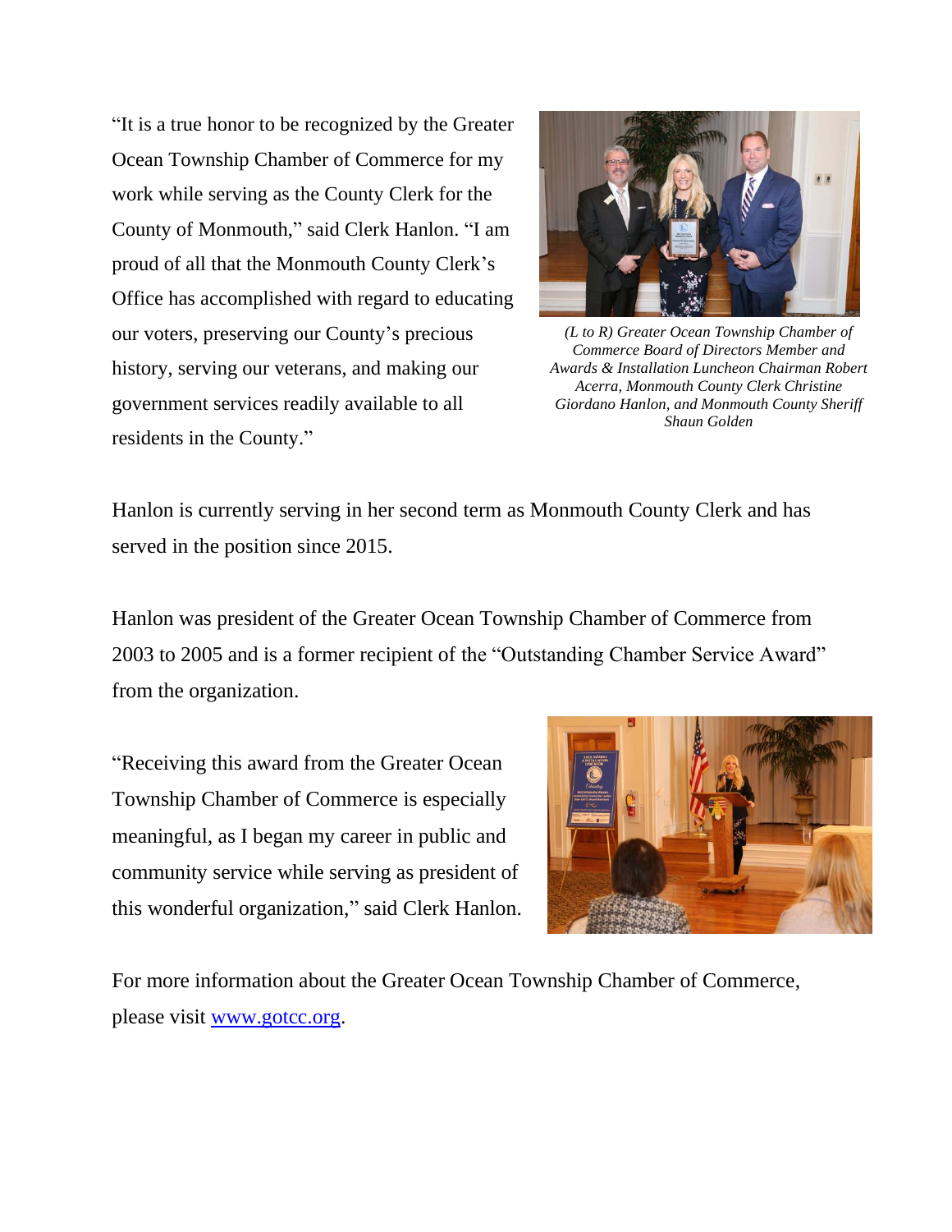"It is a true honor to be recognized by the Greater Ocean Township Chamber of Commerce for my work while serving as the County Clerk for the County of Monmouth," said Clerk Hanlon. "I am proud of all that the Monmouth County Clerk's Office has accomplished with regard to educating our voters, preserving our County's precious history, serving our veterans, and making our government services readily available to all residents in the County."

*(L to R) Greater Ocean Township Chamber of Commerce Board of Directors Member and Awards & Installation Luncheon Chairman Robert Acerra, Monmouth County Clerk Christine Giordano Hanlon, and Monmouth County Sheriff Shaun Golden*

Hanlon is currently serving in her second term as Monmouth County Clerk and has served in the position since 2015.

Hanlon was president of the Greater Ocean Township Chamber of Commerce from 2003 to 2005 and is a former recipient of the "Outstanding Chamber Service Award" from the organization.

"Receiving this award from the Greater Ocean Township Chamber of Commerce is especially meaningful, as I began my career in public and community service while serving as president of this wonderful organization," said Clerk Hanlon.

For more information about the Greater Ocean Township Chamber of Commerce, please visit [www.gotcc.org](http://www.gotcc.org).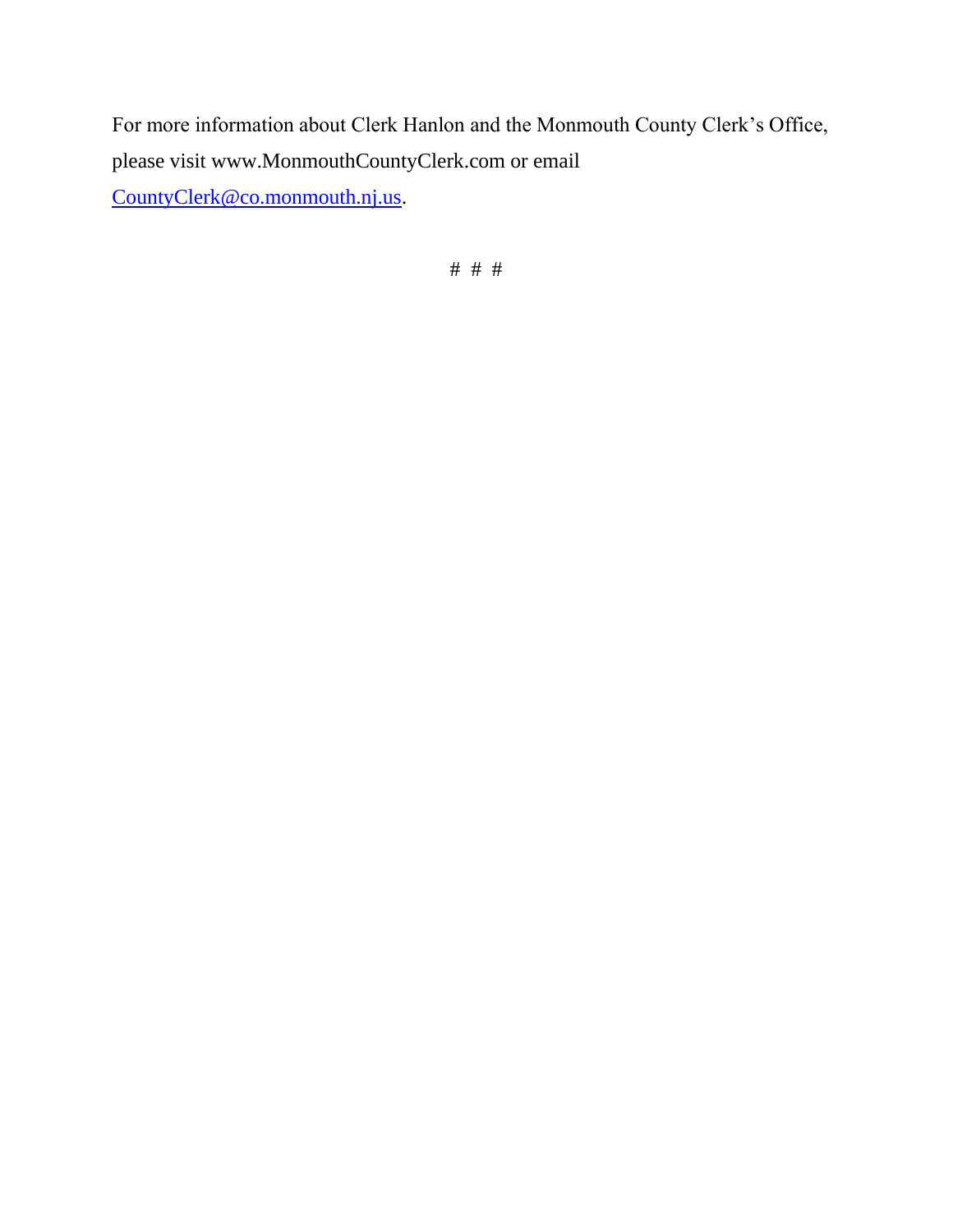For more information about Clerk Hanlon and the Monmouth County Clerk's Office, please visit www.MonmouthCountyClerk.com or email CountyClerk@co.monmouth.nj.us.

# # #